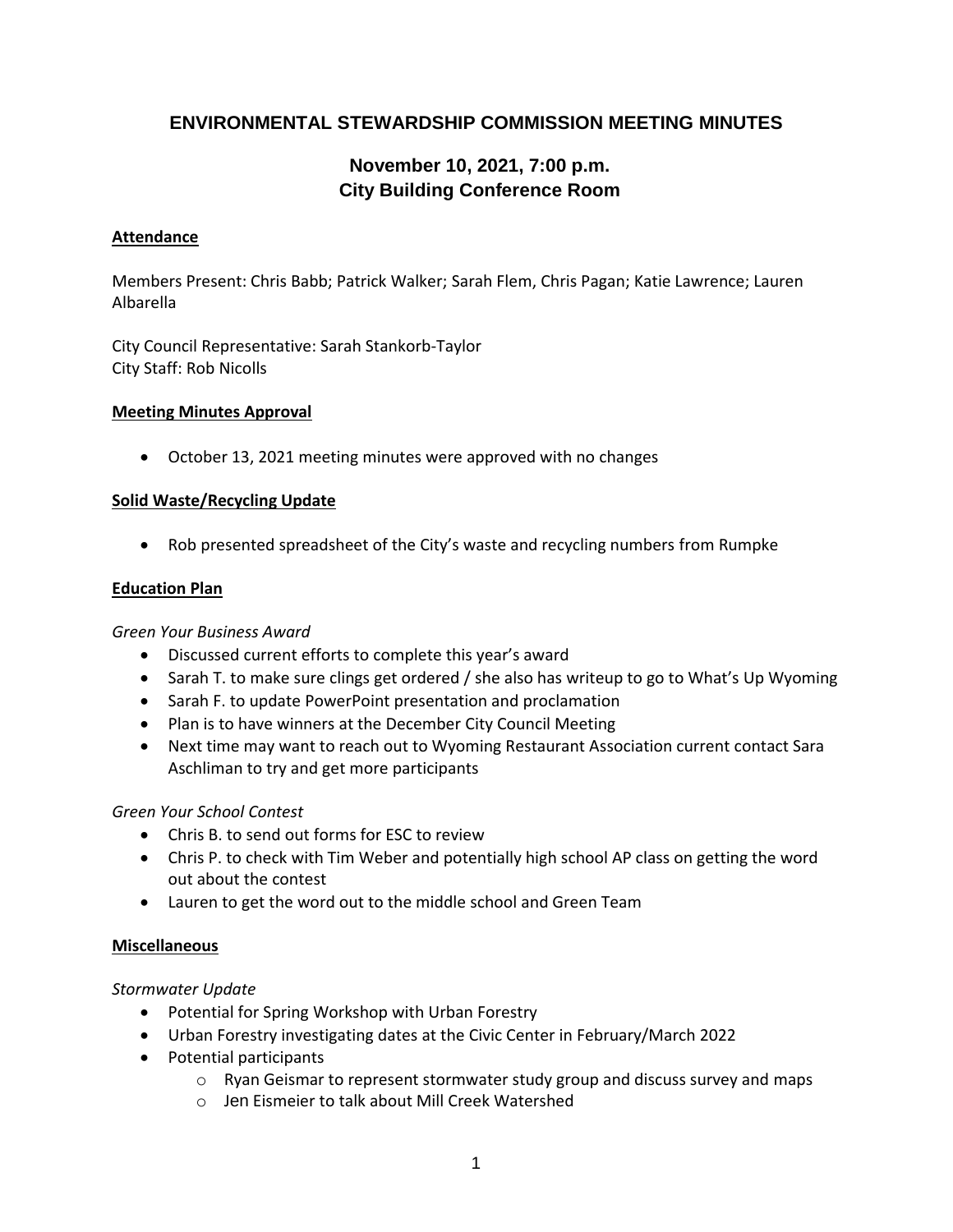# ENVIRONMENTAL STEWARDSHIP COMMISSION MEETING MINUTES

## November 10, 2021, 7:00 p.m.
## City Building Conference Room

**Attendance**

Members Present: Chris Babb; Patrick Walker; Sarah Flem, Chris Pagan; Katie Lawrence; Lauren Albarella

City Council Representative: Sarah Stankorb-Taylor
City Staff: Rob Nicolls

**Meeting Minutes Approval**

- October 13, 2021 meeting minutes were approved with no changes

**Solid Waste/Recycling Update**

- Rob presented spreadsheet of the City's waste and recycling numbers from Rumpke

**Education Plan**

*Green Your Business Award*

- Discussed current efforts to complete this year's award
- Sarah T. to make sure clings get ordered / she also has writeup to go to What's Up Wyoming
- Sarah F. to update PowerPoint presentation and proclamation
- Plan is to have winners at the December City Council Meeting
- Next time may want to reach out to Wyoming Restaurant Association current contact Sara Aschliman to try and get more participants

*Green Your School Contest*

- Chris B. to send out forms for ESC to review
- Chris P. to check with Tim Weber and potentially high school AP class on getting the word out about the contest
- Lauren to get the word out to the middle school and Green Team

**Miscellaneous**

*Stormwater Update*

- Potential for Spring Workshop with Urban Forestry
- Urban Forestry investigating dates at the Civic Center in February/March 2022
- Potential participants
    - Ryan Geismar to represent stormwater study group and discuss survey and maps
    - Jen Eismeier to talk about Mill Creek Watershed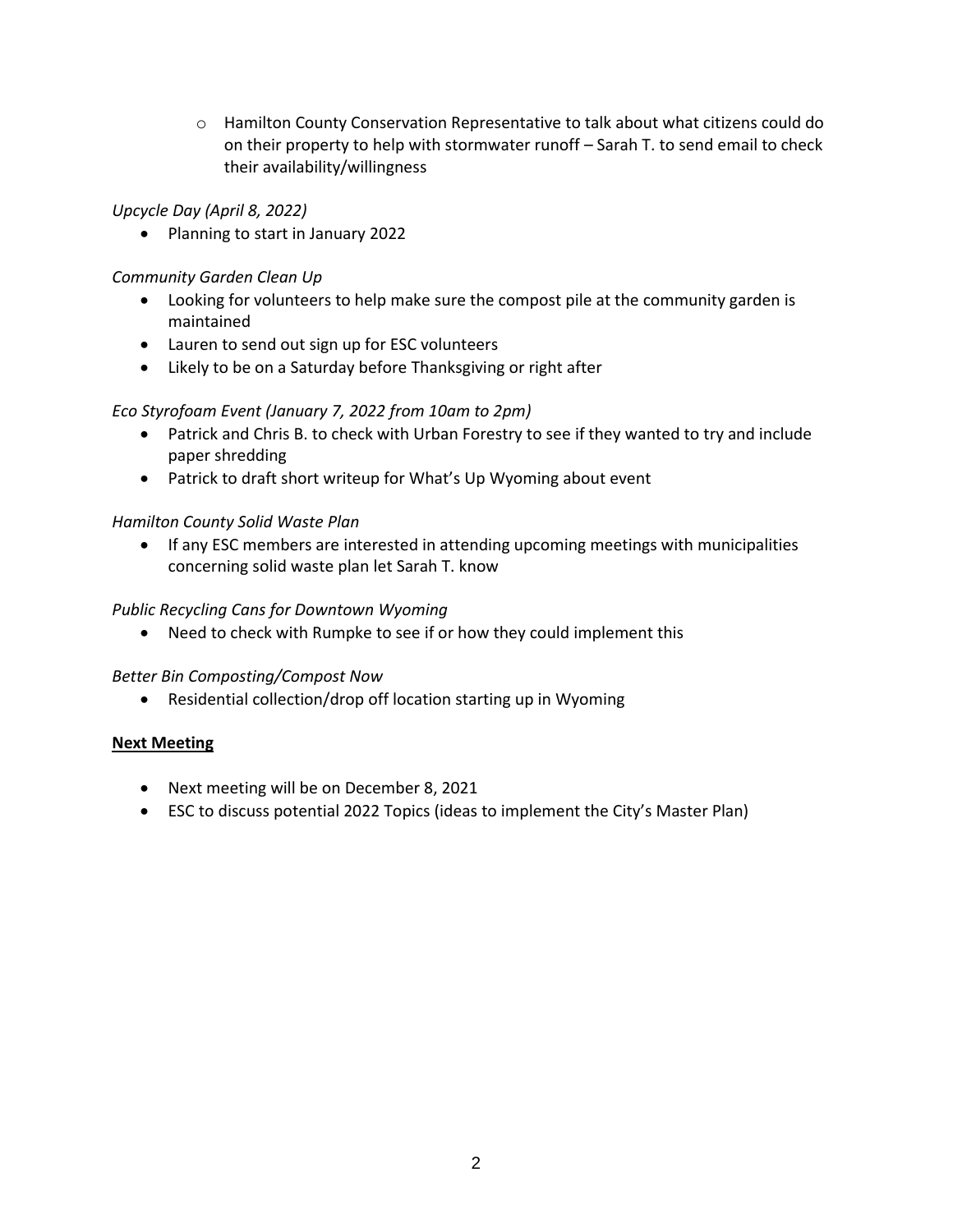- Hamilton County Conservation Representative to talk about what citizens could do on their property to help with stormwater runoff – Sarah T. to send email to check their availability/willingness

*Upcycle Day (April 8, 2022)*

- Planning to start in January 2022

*Community Garden Clean Up*

- Looking for volunteers to help make sure the compost pile at the community garden is maintained
- Lauren to send out sign up for ESC volunteers
- Likely to be on a Saturday before Thanksgiving or right after

*Eco Styrofoam Event (January 7, 2022 from 10am to 2pm)*

- Patrick and Chris B. to check with Urban Forestry to see if they wanted to try and include paper shredding
- Patrick to draft short writeup for What's Up Wyoming about event

*Hamilton County Solid Waste Plan*

- If any ESC members are interested in attending upcoming meetings with municipalities concerning solid waste plan let Sarah T. know

*Public Recycling Cans for Downtown Wyoming*

- Need to check with Rumpke to see if or how they could implement this

*Better Bin Composting/Compost Now*

- Residential collection/drop off location starting up in Wyoming

**Next Meeting**

- Next meeting will be on December 8, 2021
- ESC to discuss potential 2022 Topics (ideas to implement the City's Master Plan)